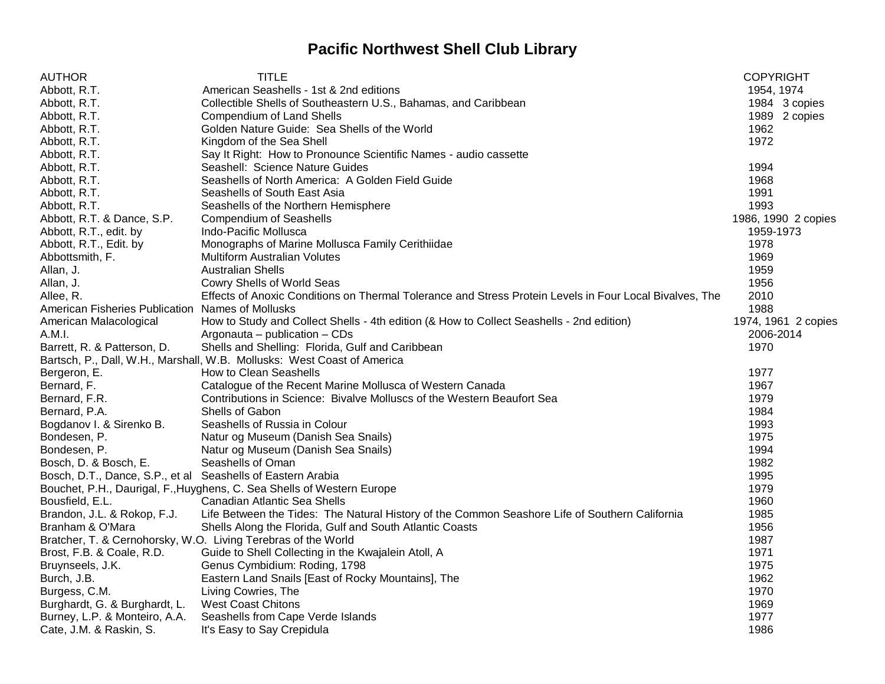# Pacific Northwest Shell Club Library

| AUTHOR | TITLE | COPYRIGHT |
|---|---|---|
| Abbott, R.T. | American Seashells - 1st & 2nd editions | 1954, 1974 |
| Abbott, R.T. | Collectible Shells of Southeastern U.S., Bahamas, and Caribbean | 1984 3 copies |
| Abbott, R.T. | Compendium of Land Shells | 1989 2 copies |
| Abbott, R.T. | Golden Nature Guide: Sea Shells of the World | 1962 |
| Abbott, R.T. | Kingdom of the Sea Shell | 1972 |
| Abbott, R.T. | Say It Right: How to Pronounce Scientific Names - audio cassette | |
| Abbott, R.T. | Seashell: Science Nature Guides | 1994 |
| Abbott, R.T. | Seashells of North America: A Golden Field Guide | 1968 |
| Abbott, R.T. | Seashells of South East Asia | 1991 |
| Abbott, R.T. | Seashells of the Northern Hemisphere | 1993 |
| Abbott, R.T. & Dance, S.P. | Compendium of Seashells | 1986, 1990 2 copies |
| Abbott, R.T., edit. by | Indo-Pacific Mollusca | 1959-1973 |
| Abbott, R.T., Edit. by | Monographs of Marine Mollusca Family Cerithiidae | 1978 |
| Abbottsmith, F. | Multiform Australian Volutes | 1969 |
| Allan, J. | Australian Shells | 1959 |
| Allan, J. | Cowry Shells of World Seas | 1956 |
| Allee, R. | Effects of Anoxic Conditions on Thermal Tolerance and Stress Protein Levels in Four Local Bivalves, The | 2010 |
| American Fisheries Publication | Names of Mollusks | 1988 |
| American Malacological | How to Study and Collect Shells - 4th edition (& How to Collect Seashells - 2nd edition) | 1974, 1961 2 copies |
| A.M.I. | Argonauta – publication – CDs | 2006-2014 |
| Barrett, R. & Patterson, D. | Shells and Shelling: Florida, Gulf and Caribbean | 1970 |
| Bartsch, P., Dall, W.H., Marshall, W.B. | Mollusks: West Coast of America | |
| Bergeron, E. | How to Clean Seashells | 1977 |
| Bernard, F. | Catalogue of the Recent Marine Mollusca of Western Canada | 1967 |
| Bernard, F.R. | Contributions in Science: Bivalve Molluscs of the Western Beaufort Sea | 1979 |
| Bernard, P.A. | Shells of Gabon | 1984 |
| Bogdanov I. & Sirenko B. | Seashells of Russia in Colour | 1993 |
| Bondesen, P. | Natur og Museum (Danish Sea Snails) | 1975 |
| Bondesen, P. | Natur og Museum (Danish Sea Snails) | 1994 |
| Bosch, D. & Bosch, E. | Seashells of Oman | 1982 |
| Bosch, D.T., Dance, S.P., et al | Seashells of Eastern Arabia | 1995 |
| Bouchet, P.H., Daurigal, F.,Huyghens, C. | Sea Shells of Western Europe | 1979 |
| Bousfield, E.L. | Canadian Atlantic Sea Shells | 1960 |
| Brandon, J.L. & Rokop, F.J. | Life Between the Tides: The Natural History of the Common Seashore Life of Southern California | 1985 |
| Branham & O'Mara | Shells Along the Florida, Gulf and South Atlantic Coasts | 1956 |
| Bratcher, T. & Cernohorsky, W.O. | Living Terebras of the World | 1987 |
| Brost, F.B. & Coale, R.D. | Guide to Shell Collecting in the Kwajalein Atoll, A | 1971 |
| Bruynseels, J.K. | Genus Cymbidium: Roding, 1798 | 1975 |
| Burch, J.B. | Eastern Land Snails [East of Rocky Mountains], The | 1962 |
| Burgess, C.M. | Living Cowries, The | 1970 |
| Burghardt, G. & Burghardt, L. | West Coast Chitons | 1969 |
| Burney, L.P. & Monteiro, A.A. | Seashells from Cape Verde Islands | 1977 |
| Cate, J.M. & Raskin, S. | It's Easy to Say Crepidula | 1986 |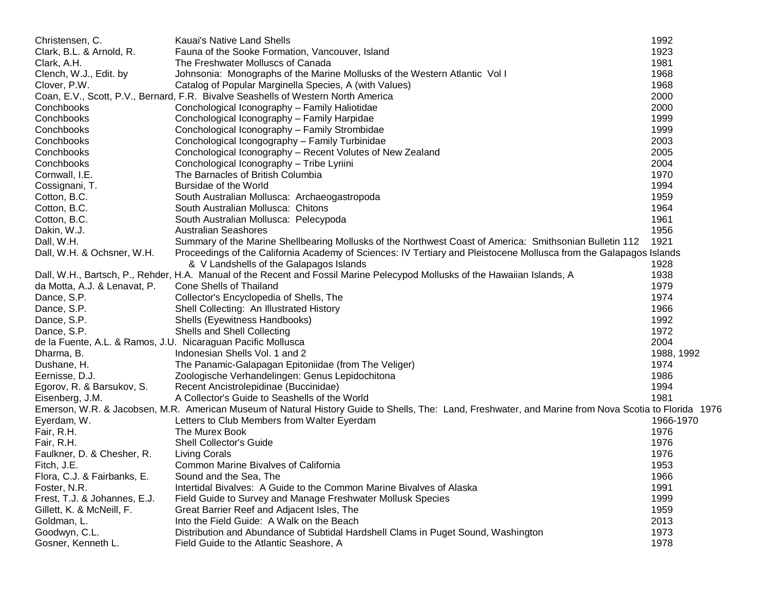| | | |
|---|---|---|
| Christensen, C. | Kauai's Native Land Shells | 1992 |
| Clark, B.L. & Arnold, R. | Fauna of the Sooke Formation, Vancouver, Island | 1923 |
| Clark, A.H. | The Freshwater Molluscs of Canada | 1981 |
| Clench, W.J., Edit. by | Johnsonia: Monographs of the Marine Mollusks of the Western Atlantic Vol I | 1968 |
| Clover, P.W. | Catalog of Popular Marginella Species, A (with Values) | 1968 |
| Coan, E.V., Scott, P.V., Bernard, F.R. | Bivalve Seashells of Western North America | 2000 |
| Conchbooks | Conchological Iconography – Family Haliotidae | 2000 |
| Conchbooks | Conchological Iconography – Family Harpidae | 1999 |
| Conchbooks | Conchological Iconography – Family Strombidae | 1999 |
| Conchbooks | Conchological Icongography – Family Turbinidae | 2003 |
| Conchbooks | Conchological Iconography – Recent Volutes of New Zealand | 2005 |
| Conchbooks | Conchological Iconography – Tribe Lyriini | 2004 |
| Cornwall, I.E. | The Barnacles of British Columbia | 1970 |
| Cossignani, T. | Bursidae of the World | 1994 |
| Cotton, B.C. | South Australian Mollusca: Archaeogastropoda | 1959 |
| Cotton, B.C. | South Australian Mollusca: Chitons | 1964 |
| Cotton, B.C. | South Australian Mollusca: Pelecypoda | 1961 |
| Dakin, W.J. | Australian Seashores | 1956 |
| Dall, W.H. | Summary of the Marine Shellbearing Mollusks of the Northwest Coast of America: Smithsonian Bulletin 112 | 1921 |
| Dall, W.H. & Ochsner, W.H. | Proceedings of the California Academy of Sciences: IV Tertiary and Pleistocene Mollusca from the Galapagos Islands & V Landshells of the Galapagos Islands | 1928 |
| Dall, W.H., Bartsch, P., Rehder, H.A. | Manual of the Recent and Fossil Marine Pelecypod Mollusks of the Hawaiian Islands, A | 1938 |
| da Motta, A.J. & Lenavat, P. | Cone Shells of Thailand | 1979 |
| Dance, S.P. | Collector's Encyclopedia of Shells, The | 1974 |
| Dance, S.P. | Shell Collecting: An Illustrated History | 1966 |
| Dance, S.P. | Shells (Eyewitness Handbooks) | 1992 |
| Dance, S.P. | Shells and Shell Collecting | 1972 |
| de la Fuente, A.L. & Ramos, J.U. | Nicaraguan Pacific Mollusca | 2004 |
| Dharma, B. | Indonesian Shells Vol. 1 and 2 | 1988, 1992 |
| Dushane, H. | The Panamic-Galapagan Epitoniidae (from The Veliger) | 1974 |
| Eernisse, D.J. | Zoologische Verhandelingen: Genus Lepidochitona | 1986 |
| Egorov, R. & Barsukov, S. | Recent Ancistrolepidinae (Buccinidae) | 1994 |
| Eisenberg, J.M. | A Collector's Guide to Seashells of the World | 1981 |
| Emerson, W.R. & Jacobsen, M.R. | American Museum of Natural History Guide to Shells, The: Land, Freshwater, and Marine from Nova Scotia to Florida | 1976 |
| Eyerdam, W. | Letters to Club Members from Walter Eyerdam | 1966-1970 |
| Fair, R.H. | The Murex Book | 1976 |
| Fair, R.H. | Shell Collector's Guide | 1976 |
| Faulkner, D. & Chesher, R. | Living Corals | 1976 |
| Fitch, J.E. | Common Marine Bivalves of California | 1953 |
| Flora, C.J. & Fairbanks, E. | Sound and the Sea, The | 1966 |
| Foster, N.R. | Intertidal Bivalves: A Guide to the Common Marine Bivalves of Alaska | 1991 |
| Frest, T.J. & Johannes, E.J. | Field Guide to Survey and Manage Freshwater Mollusk Species | 1999 |
| Gillett, K. & McNeill, F. | Great Barrier Reef and Adjacent Isles, The | 1959 |
| Goldman, L. | Into the Field Guide: A Walk on the Beach | 2013 |
| Goodwyn, C.L. | Distribution and Abundance of Subtidal Hardshell Clams in Puget Sound, Washington | 1973 |
| Gosner, Kenneth L. | Field Guide to the Atlantic Seashore, A | 1978 |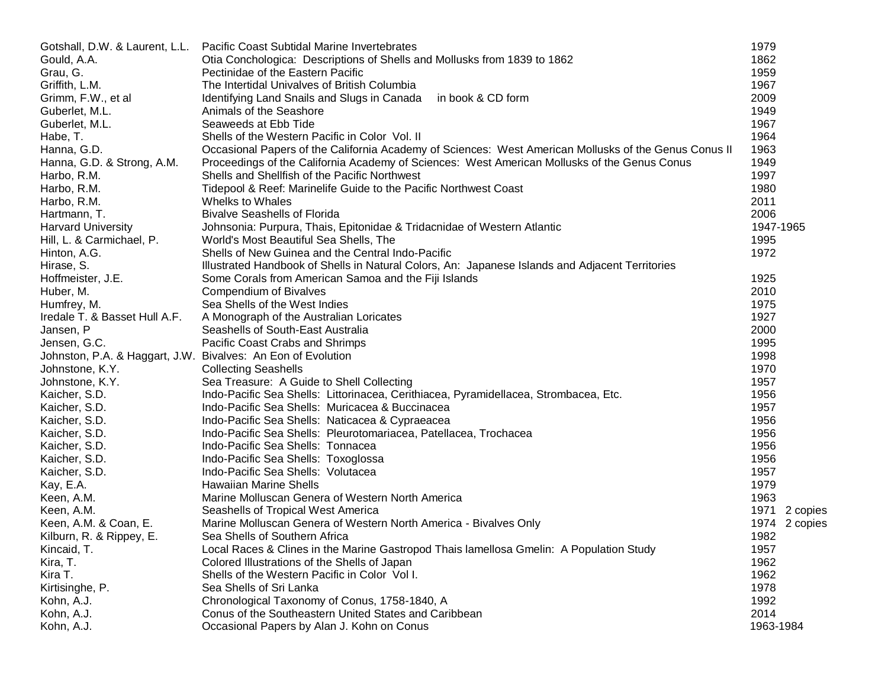| | | |
|---|---|---|
| Gotshall, D.W. & Laurent, L.L. | Pacific Coast Subtidal Marine Invertebrates | 1979 |
| Gould, A.A. | Otia Conchologica: Descriptions of Shells and Mollusks from 1839 to 1862 | 1862 |
| Grau, G. | Pectinidae of the Eastern Pacific | 1959 |
| Griffith, L.M. | The Intertidal Univalves of British Columbia | 1967 |
| Grimm, F.W., et al | Identifying Land Snails and Slugs in Canada in book & CD form | 2009 |
| Guberlet, M.L. | Animals of the Seashore | 1949 |
| Guberlet, M.L. | Seaweeds at Ebb Tide | 1967 |
| Habe, T. | Shells of the Western Pacific in Color Vol. II | 1964 |
| Hanna, G.D. | Occasional Papers of the California Academy of Sciences: West American Mollusks of the Genus Conus II | 1963 |
| Hanna, G.D. & Strong, A.M. | Proceedings of the California Academy of Sciences: West American Mollusks of the Genus Conus | 1949 |
| Harbo, R.M. | Shells and Shellfish of the Pacific Northwest | 1997 |
| Harbo, R.M. | Tidepool & Reef: Marinelife Guide to the Pacific Northwest Coast | 1980 |
| Harbo, R.M. | Whelks to Whales | 2011 |
| Hartmann, T. | Bivalve Seashells of Florida | 2006 |
| Harvard University | Johnsonia: Purpura, Thais, Epitonidae & Tridacnidae of Western Atlantic | 1947-1965 |
| Hill, L. & Carmichael, P. | World's Most Beautiful Sea Shells, The | 1995 |
| Hinton, A.G. | Shells of New Guinea and the Central Indo-Pacific | 1972 |
| Hirase, S. | Illustrated Handbook of Shells in Natural Colors, An: Japanese Islands and Adjacent Territories | |
| Hoffmeister, J.E. | Some Corals from American Samoa and the Fiji Islands | 1925 |
| Huber, M. | Compendium of Bivalves | 2010 |
| Humfrey, M. | Sea Shells of the West Indies | 1975 |
| Iredale T. & Basset Hull A.F. | A Monograph of the Australian Loricates | 1927 |
| Jansen, P | Seashells of South-East Australia | 2000 |
| Jensen, G.C. | Pacific Coast Crabs and Shrimps | 1995 |
| Johnston, P.A. & Haggart, J.W. | Bivalves: An Eon of Evolution | 1998 |
| Johnstone, K.Y. | Collecting Seashells | 1970 |
| Johnstone, K.Y. | Sea Treasure: A Guide to Shell Collecting | 1957 |
| Kaicher, S.D. | Indo-Pacific Sea Shells: Littorinacea, Cerithiacea, Pyramidellacea, Strombacea, Etc. | 1956 |
| Kaicher, S.D. | Indo-Pacific Sea Shells: Muricacea & Buccinacea | 1957 |
| Kaicher, S.D. | Indo-Pacific Sea Shells: Naticacea & Cypraeacea | 1956 |
| Kaicher, S.D. | Indo-Pacific Sea Shells: Pleurotomariacea, Patellacea, Trochacea | 1956 |
| Kaicher, S.D. | Indo-Pacific Sea Shells: Tonnacea | 1956 |
| Kaicher, S.D. | Indo-Pacific Sea Shells: Toxoglossa | 1956 |
| Kaicher, S.D. | Indo-Pacific Sea Shells: Volutacea | 1957 |
| Kay, E.A. | Hawaiian Marine Shells | 1979 |
| Keen, A.M. | Marine Molluscan Genera of Western North America | 1963 |
| Keen, A.M. | Seashells of Tropical West America | 1971 2 copies |
| Keen, A.M. & Coan, E. | Marine Molluscan Genera of Western North America - Bivalves Only | 1974 2 copies |
| Kilburn, R. & Rippey, E. | Sea Shells of Southern Africa | 1982 |
| Kincaid, T. | Local Races & Clines in the Marine Gastropod Thais lamellosa Gmelin: A Population Study | 1957 |
| Kira, T. | Colored Illustrations of the Shells of Japan | 1962 |
| Kira T. | Shells of the Western Pacific in Color Vol I. | 1962 |
| Kirtisinghe, P. | Sea Shells of Sri Lanka | 1978 |
| Kohn, A.J. | Chronological Taxonomy of Conus, 1758-1840, A | 1992 |
| Kohn, A.J. | Conus of the Southeastern United States and Caribbean | 2014 |
| Kohn, A.J. | Occasional Papers by Alan J. Kohn on Conus | 1963-1984 |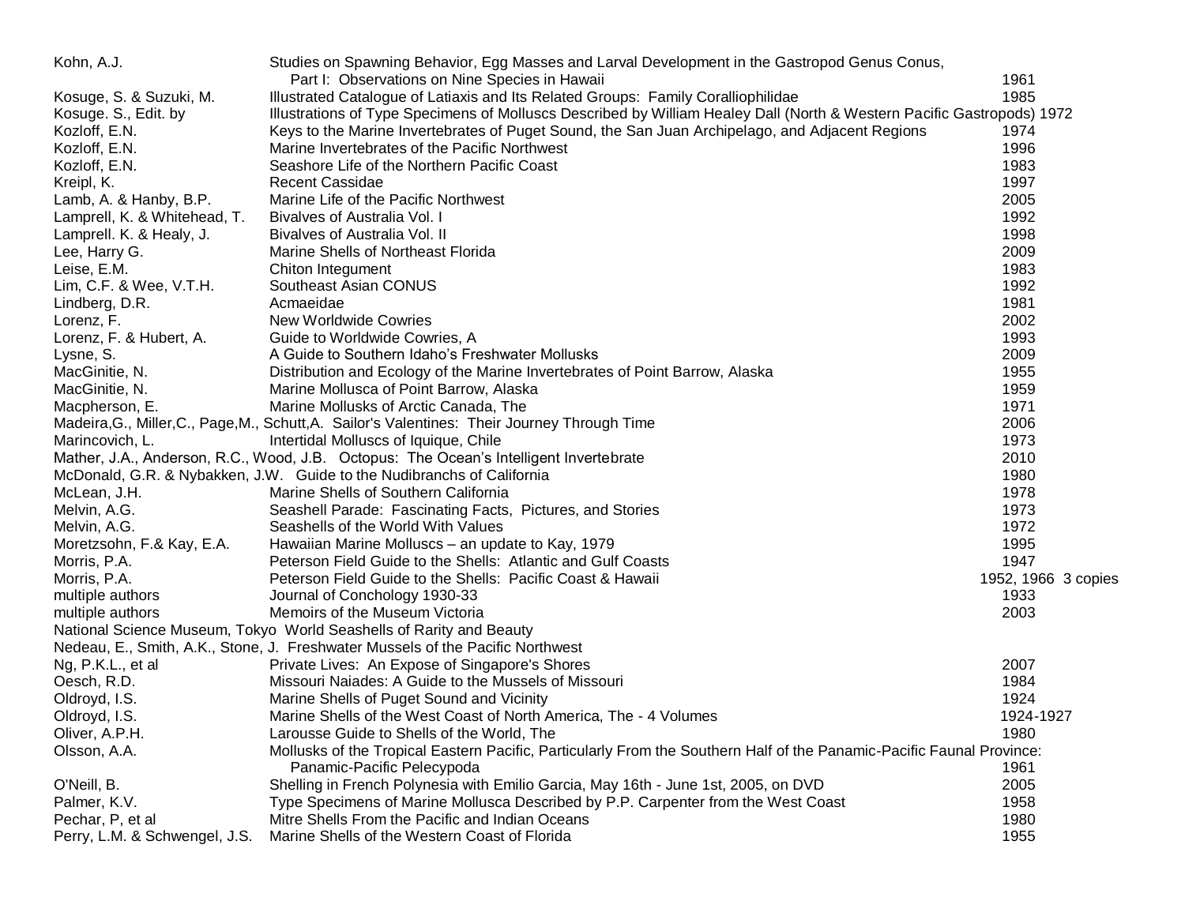| Author | Title | Year |
|---|---|---|
| Kohn, A.J. | Studies on Spawning Behavior, Egg Masses and Larval Development in the Gastropod Genus Conus, Part I: Observations on Nine Species in Hawaii | 1961 |
| Kosuge, S. & Suzuki, M. | Illustrated Catalogue of Latiaxis and Its Related Groups: Family Coralliophilidae | 1985 |
| Kosuge. S., Edit. by | Illustrations of Type Specimens of Molluscs Described by William Healey Dall (North & Western Pacific Gastropods) | 1972 |
| Kozloff, E.N. | Keys to the Marine Invertebrates of Puget Sound, the San Juan Archipelago, and Adjacent Regions | 1974 |
| Kozloff, E.N. | Marine Invertebrates of the Pacific Northwest | 1996 |
| Kozloff, E.N. | Seashore Life of the Northern Pacific Coast | 1983 |
| Kreipl, K. | Recent Cassidae | 1997 |
| Lamb, A. & Hanby, B.P. | Marine Life of the Pacific Northwest | 2005 |
| Lamprell, K. & Whitehead, T. | Bivalves of Australia Vol. I | 1992 |
| Lamprell. K. & Healy, J. | Bivalves of Australia Vol. II | 1998 |
| Lee, Harry G. | Marine Shells of Northeast Florida | 2009 |
| Leise, E.M. | Chiton Integument | 1983 |
| Lim, C.F. & Wee, V.T.H. | Southeast Asian CONUS | 1992 |
| Lindberg, D.R. | Acmaeidae | 1981 |
| Lorenz, F. | New Worldwide Cowries | 2002 |
| Lorenz, F. & Hubert, A. | Guide to Worldwide Cowries, A | 1993 |
| Lysne, S. | A Guide to Southern Idaho's Freshwater Mollusks | 2009 |
| MacGinitie, N. | Distribution and Ecology of the Marine Invertebrates of Point Barrow, Alaska | 1955 |
| MacGinitie, N. | Marine Mollusca of Point Barrow, Alaska | 1959 |
| Macpherson, E. | Marine Mollusks of Arctic Canada, The | 1971 |
| Madeira,G., Miller,C., Page,M., Schutt,A. | Sailor's Valentines: Their Journey Through Time | 2006 |
| Marincovich, L. | Intertidal Molluscs of Iquique, Chile | 1973 |
| Mather, J.A., Anderson, R.C., Wood, J.B. | Octopus: The Ocean's Intelligent Invertebrate | 2010 |
| McDonald, G.R. & Nybakken, J.W. | Guide to the Nudibranchs of California | 1980 |
| McLean, J.H. | Marine Shells of Southern California | 1978 |
| Melvin, A.G. | Seashell Parade: Fascinating Facts, Pictures, and Stories | 1973 |
| Melvin, A.G. | Seashells of the World With Values | 1972 |
| Moretzsohn, F.& Kay, E.A. | Hawaiian Marine Molluscs – an update to Kay, 1979 | 1995 |
| Morris, P.A. | Peterson Field Guide to the Shells: Atlantic and Gulf Coasts | 1947 |
| Morris, P.A. | Peterson Field Guide to the Shells: Pacific Coast & Hawaii | 1952, 1966 3 copies |
| multiple authors | Journal of Conchology 1930-33 | 1933 |
| multiple authors | Memoirs of the Museum Victoria | 2003 |
| National Science Museum, Tokyo | World Seashells of Rarity and Beauty | |
| Nedeau, E., Smith, A.K., Stone, J. | Freshwater Mussels of the Pacific Northwest | |
| Ng, P.K.L., et al | Private Lives: An Expose of Singapore's Shores | 2007 |
| Oesch, R.D. | Missouri Naiades: A Guide to the Mussels of Missouri | 1984 |
| Oldroyd, I.S. | Marine Shells of Puget Sound and Vicinity | 1924 |
| Oldroyd, I.S. | Marine Shells of the West Coast of North America, The - 4 Volumes | 1924-1927 |
| Oliver, A.P.H. | Larousse Guide to Shells of the World, The | 1980 |
| Olsson, A.A. | Mollusks of the Tropical Eastern Pacific, Particularly From the Southern Half of the Panamic-Pacific Faunal Province: Panamic-Pacific Pelecypoda | 1961 |
| O'Neill, B. | Shelling in French Polynesia with Emilio Garcia, May 16th - June 1st, 2005, on DVD | 2005 |
| Palmer, K.V. | Type Specimens of Marine Mollusca Described by P.P. Carpenter from the West Coast | 1958 |
| Pechar, P, et al | Mitre Shells From the Pacific and Indian Oceans | 1980 |
| Perry, L.M. & Schwengel, J.S. | Marine Shells of the Western Coast of Florida | 1955 |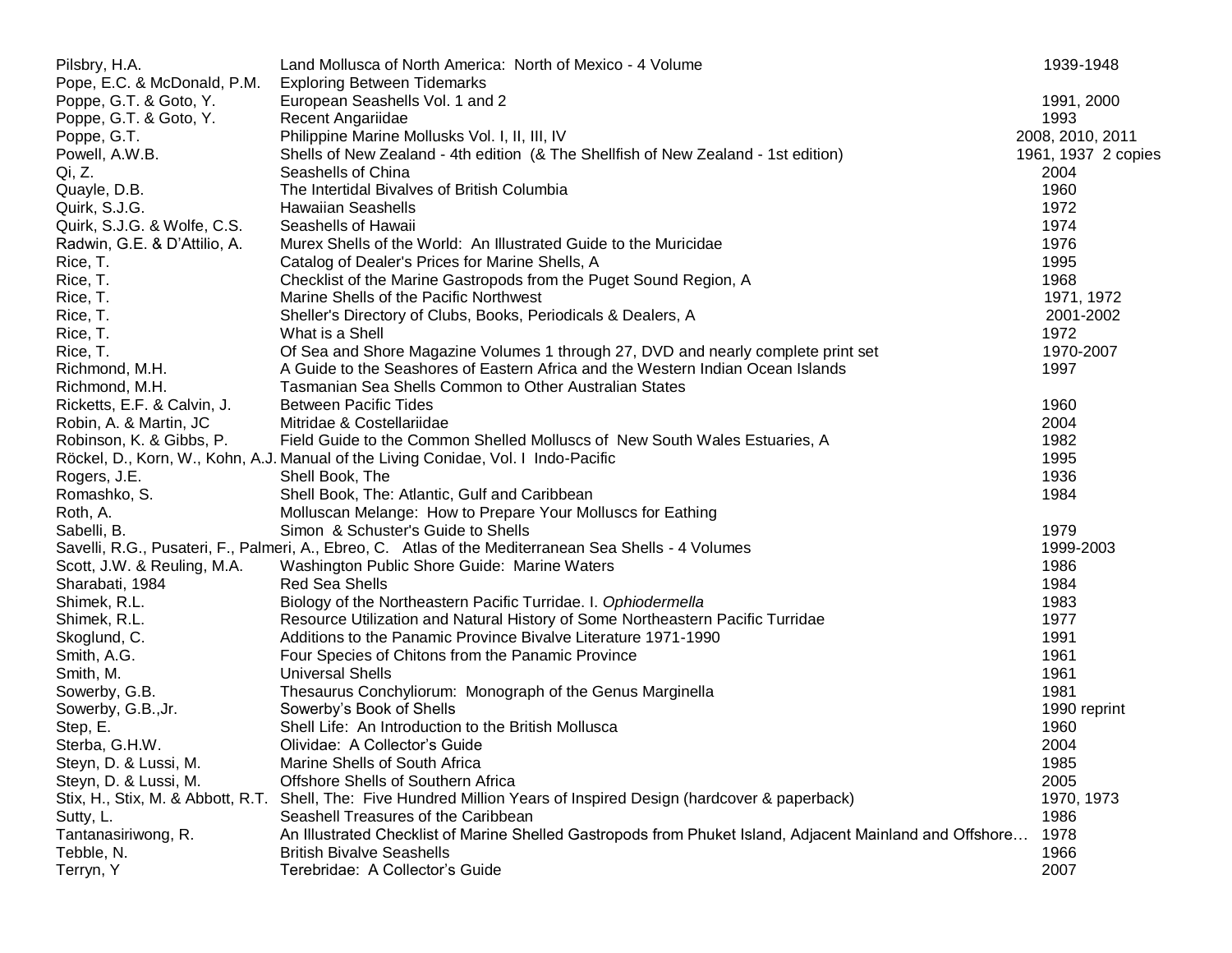| | | |
|---|---|---|
| Pilsbry, H.A. | Land Mollusca of North America: North of Mexico - 4 Volume | 1939-1948 |
| Pope, E.C. & McDonald, P.M. | Exploring Between Tidemarks | |
| Poppe, G.T. & Goto, Y. | European Seashells Vol. 1 and 2 | 1991, 2000 |
| Poppe, G.T. & Goto, Y. | Recent Angariidae | 1993 |
| Poppe, G.T. | Philippine Marine Mollusks Vol. I, II, III, IV | 2008, 2010, 2011 |
| Powell, A.W.B. | Shells of New Zealand - 4th edition (& The Shellfish of New Zealand - 1st edition) | 1961, 1937 2 copies |
| Qi, Z. | Seashells of China | 2004 |
| Quayle, D.B. | The Intertidal Bivalves of British Columbia | 1960 |
| Quirk, S.J.G. | Hawaiian Seashells | 1972 |
| Quirk, S.J.G. & Wolfe, C.S. | Seashells of Hawaii | 1974 |
| Radwin, G.E. & D'Attilio, A. | Murex Shells of the World: An Illustrated Guide to the Muricidae | 1976 |
| Rice, T. | Catalog of Dealer's Prices for Marine Shells, A | 1995 |
| Rice, T. | Checklist of the Marine Gastropods from the Puget Sound Region, A | 1968 |
| Rice, T. | Marine Shells of the Pacific Northwest | 1971, 1972 |
| Rice, T. | Sheller's Directory of Clubs, Books, Periodicals & Dealers, A | 2001-2002 |
| Rice, T. | What is a Shell | 1972 |
| Rice, T. | Of Sea and Shore Magazine Volumes 1 through 27, DVD and nearly complete print set | 1970-2007 |
| Richmond, M.H. | A Guide to the Seashores of Eastern Africa and the Western Indian Ocean Islands | 1997 |
| Richmond, M.H. | Tasmanian Sea Shells Common to Other Australian States | |
| Ricketts, E.F. & Calvin, J. | Between Pacific Tides | 1960 |
| Robin, A. & Martin, JC | Mitridae & Costellariidae | 2004 |
| Robinson, K. & Gibbs, P. | Field Guide to the Common Shelled Molluscs of New South Wales Estuaries, A | 1982 |
| Röckel, D., Korn, W., Kohn, A.J. | Manual of the Living Conidae, Vol. I Indo-Pacific | 1995 |
| Rogers, J.E. | Shell Book, The | 1936 |
| Romashko, S. | Shell Book, The: Atlantic, Gulf and Caribbean | 1984 |
| Roth, A. | Molluscan Melange: How to Prepare Your Molluscs for Eathing | |
| Sabelli, B. | Simon & Schuster's Guide to Shells | 1979 |
| Savelli, R.G., Pusateri, F., Palmeri, A., Ebreo, C. | Atlas of the Mediterranean Sea Shells - 4 Volumes | 1999-2003 |
| Scott, J.W. & Reuling, M.A. | Washington Public Shore Guide: Marine Waters | 1986 |
| Sharabati, 1984 | Red Sea Shells | 1984 |
| Shimek, R.L. | Biology of the Northeastern Pacific Turridae. I. *Ophiodermella* | 1983 |
| Shimek, R.L. | Resource Utilization and Natural History of Some Northeastern Pacific Turridae | 1977 |
| Skoglund, C. | Additions to the Panamic Province Bivalve Literature 1971-1990 | 1991 |
| Smith, A.G. | Four Species of Chitons from the Panamic Province | 1961 |
| Smith, M. | Universal Shells | 1961 |
| Sowerby, G.B. | Thesaurus Conchyliorum: Monograph of the Genus Marginella | 1981 |
| Sowerby, G.B.,Jr. | Sowerby's Book of Shells | 1990 reprint |
| Step, E. | Shell Life: An Introduction to the British Mollusca | 1960 |
| Sterba, G.H.W. | Olividae: A Collector's Guide | 2004 |
| Steyn, D. & Lussi, M. | Marine Shells of South Africa | 1985 |
| Steyn, D. & Lussi, M. | Offshore Shells of Southern Africa | 2005 |
| Stix, H., Stix, M. & Abbott, R.T. | Shell, The: Five Hundred Million Years of Inspired Design (hardcover & paperback) | 1970, 1973 |
| Sutty, L. | Seashell Treasures of the Caribbean | 1986 |
| Tantanasiriwong, R. | An Illustrated Checklist of Marine Shelled Gastropods from Phuket Island, Adjacent Mainland and Offshore… | 1978 |
| Tebble, N. | British Bivalve Seashells | 1966 |
| Terryn, Y | Terebridae: A Collector's Guide | 2007 |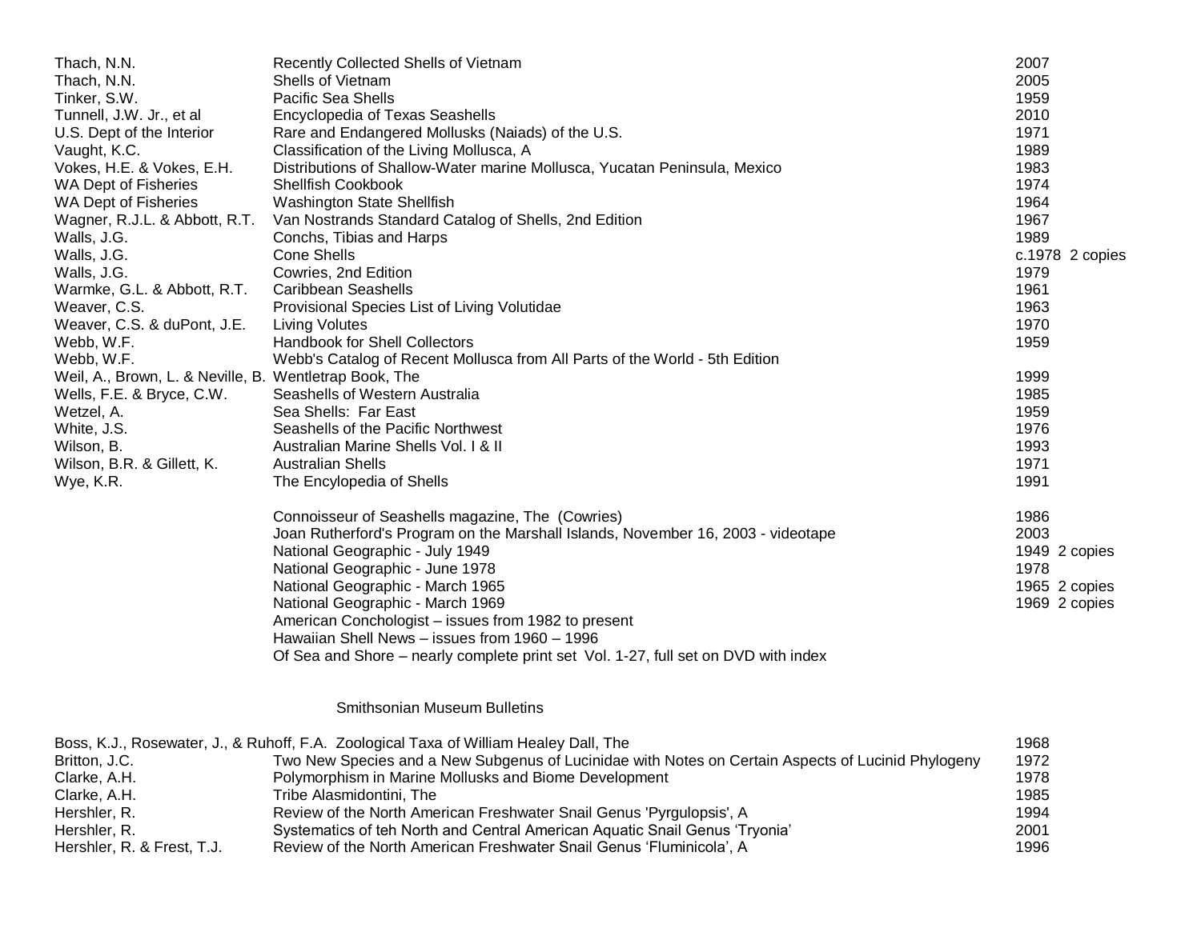| | | |
|---|---|---|
| Thach, N.N. | Recently Collected Shells of Vietnam | 2007 |
| Thach, N.N. | Shells of Vietnam | 2005 |
| Tinker, S.W. | Pacific Sea Shells | 1959 |
| Tunnell, J.W. Jr., et al | Encyclopedia of Texas Seashells | 2010 |
| U.S. Dept of the Interior | Rare and Endangered Mollusks (Naiads) of the U.S. | 1971 |
| Vaught, K.C. | Classification of the Living Mollusca, A | 1989 |
| Vokes, H.E. & Vokes, E.H. | Distributions of Shallow-Water marine Mollusca, Yucatan Peninsula, Mexico | 1983 |
| WA Dept of Fisheries | Shellfish Cookbook | 1974 |
| WA Dept of Fisheries | Washington State Shellfish | 1964 |
| Wagner, R.J.L. & Abbott, R.T. | Van Nostrands Standard Catalog of Shells, 2nd Edition | 1967 |
| Walls, J.G. | Conchs, Tibias and Harps | 1989 |
| Walls, J.G. | Cone Shells | c.1978 2 copies |
| Walls, J.G. | Cowries, 2nd Edition | 1979 |
| Warmke, G.L. & Abbott, R.T. | Caribbean Seashells | 1961 |
| Weaver, C.S. | Provisional Species List of Living Volutidae | 1963 |
| Weaver, C.S. & duPont, J.E. | Living Volutes | 1970 |
| Webb, W.F. | Handbook for Shell Collectors | 1959 |
| Webb, W.F. | Webb's Catalog of Recent Mollusca from All Parts of the World - 5th Edition | |
| Weil, A., Brown, L. & Neville, B. | Wentletrap Book, The | 1999 |
| Wells, F.E. & Bryce, C.W. | Seashells of Western Australia | 1985 |
| Wetzel, A. | Sea Shells: Far East | 1959 |
| White, J.S. | Seashells of the Pacific Northwest | 1976 |
| Wilson, B. | Australian Marine Shells Vol. I & II | 1993 |
| Wilson, B.R. & Gillett, K. | Australian Shells | 1971 |
| Wye, K.R. | The Encylopedia of Shells | 1991 |
| | | |
| | Connoisseur of Seashells magazine, The (Cowries) | 1986 |
| | Joan Rutherford's Program on the Marshall Islands, November 16, 2003 - videotape | 2003 |
| | National Geographic - July 1949 | 1949 2 copies |
| | National Geographic - June 1978 | 1978 |
| | National Geographic - March 1965 | 1965 2 copies |
| | National Geographic - March 1969 | 1969 2 copies |
| | American Conchologist – issues from 1982 to present | |
| | Hawaiian Shell News – issues from 1960 – 1996 | |
| | Of Sea and Shore – nearly complete print set Vol. 1-27, full set on DVD with index | |

## Smithsonian Museum Bulletins

| | | |
|---|---|---|
| Boss, K.J., Rosewater, J., & Ruhoff, F.A. | Zoological Taxa of William Healey Dall, The | 1968 |
| Britton, J.C. | Two New Species and a New Subgenus of Lucinidae with Notes on Certain Aspects of Lucinid Phylogeny | 1972 |
| Clarke, A.H. | Polymorphism in Marine Mollusks and Biome Development | 1978 |
| Clarke, A.H. | Tribe Alasmidontini, The | 1985 |
| Hershler, R. | Review of the North American Freshwater Snail Genus 'Pyrgulopsis', A | 1994 |
| Hershler, R. | Systematics of teh North and Central American Aquatic Snail Genus 'Tryonia' | 2001 |
| Hershler, R. & Frest, T.J. | Review of the North American Freshwater Snail Genus 'Fluminicola', A | 1996 |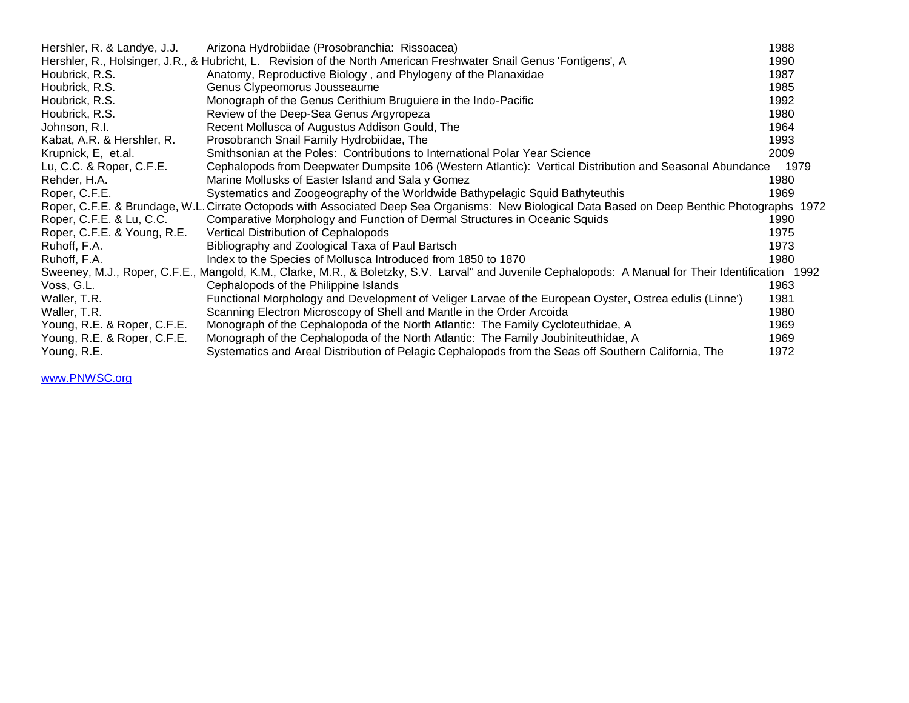| | | |
|---|---|---|
| Hershler, R. & Landye, J.J. | Arizona Hydrobiidae (Prosobranchia: Rissoacea) | 1988 |
| Hershler, R., Holsinger, J.R., & Hubricht, L. | Revision of the North American Freshwater Snail Genus 'Fontigens', A | 1990 |
| Houbrick, R.S. | Anatomy, Reproductive Biology , and Phylogeny of the Planaxidae | 1987 |
| Houbrick, R.S. | Genus Clypeomorus Jousseaume | 1985 |
| Houbrick, R.S. | Monograph of the Genus Cerithium Bruguiere in the Indo-Pacific | 1992 |
| Houbrick, R.S. | Review of the Deep-Sea Genus Argyropeza | 1980 |
| Johnson, R.I. | Recent Mollusca of Augustus Addison Gould, The | 1964 |
| Kabat, A.R. & Hershler, R. | Prosobranch Snail Family Hydrobiidae, The | 1993 |
| Krupnick, E, et.al. | Smithsonian at the Poles: Contributions to International Polar Year Science | 2009 |
| Lu, C.C. & Roper, C.F.E. | Cephalopods from Deepwater Dumpsite 106 (Western Atlantic): Vertical Distribution and Seasonal Abundance | 1979 |
| Rehder, H.A. | Marine Mollusks of Easter Island and Sala y Gomez | 1980 |
| Roper, C.F.E. | Systematics and Zoogeography of the Worldwide Bathypelagic Squid Bathyteuthis | 1969 |
| Roper, C.F.E. & Brundage, W.L. | Cirrate Octopods with Associated Deep Sea Organisms: New Biological Data Based on Deep Benthic Photographs | 1972 |
| Roper, C.F.E. & Lu, C.C. | Comparative Morphology and Function of Dermal Structures in Oceanic Squids | 1990 |
| Roper, C.F.E. & Young, R.E. | Vertical Distribution of Cephalopods | 1975 |
| Ruhoff, F.A. | Bibliography and Zoological Taxa of Paul Bartsch | 1973 |
| Ruhoff, F.A. | Index to the Species of Mollusca Introduced from 1850 to 1870 | 1980 |
| Sweeney, M.J., Roper, C.F.E., Mangold, K.M., Clarke, M.R., & Boletzky, S.V. | Larval" and Juvenile Cephalopods: A Manual for Their Identification | 1992 |
| Voss, G.L. | Cephalopods of the Philippine Islands | 1963 |
| Waller, T.R. | Functional Morphology and Development of Veliger Larvae of the European Oyster, Ostrea edulis (Linne') | 1981 |
| Waller, T.R. | Scanning Electron Microscopy of Shell and Mantle in the Order Arcoida | 1980 |
| Young, R.E. & Roper, C.F.E. | Monograph of the Cephalopoda of the North Atlantic: The Family Cycloteuthidae, A | 1969 |
| Young, R.E. & Roper, C.F.E. | Monograph of the Cephalopoda of the North Atlantic: The Family Joubiniteuthidae, A | 1969 |
| Young, R.E. | Systematics and Areal Distribution of Pelagic Cephalopods from the Seas off Southern California, The | 1972 |

www.PNWSC.org